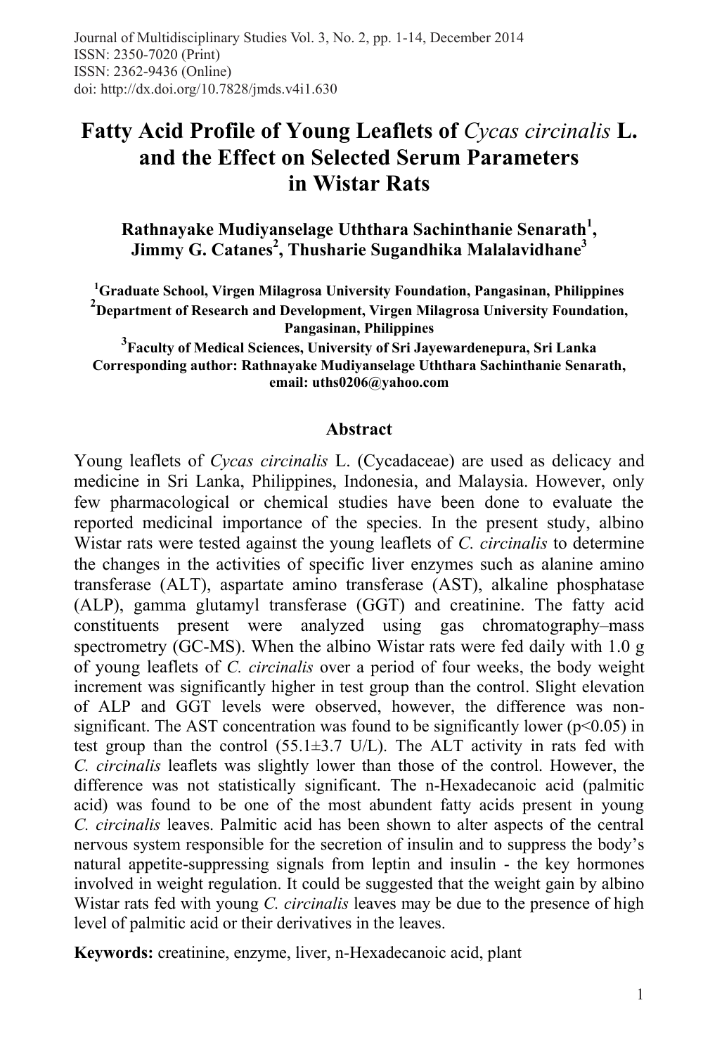# Fatty Acid Profile of Young Leaflets of *Cycas circinalis* L. and the Effect on Selected Serum Parameters in Wistar Rats

**Rathnayake Mudiyanselage Uththara Sachinthanie Senarath[1], Jimmy G. Catanes[2], Thusharie Sugandhika Malalavidhane[3]**

[1]**Graduate School, Virgen Milagrosa University Foundation, Pangasinan, Philippines**
[2]**Department of Research and Development, Virgen Milagrosa University Foundation, Pangasinan, Philippines**
[3]**Faculty of Medical Sciences, University of Sri Jayewardenepura, Sri Lanka**
**Corresponding author: Rathnayake Mudiyanselage Uththara Sachinthanie Senarath, email: uths0206@yahoo.com**

## Abstract

Young leaflets of *Cycas circinalis* L. (Cycadaceae) are used as delicacy and medicine in Sri Lanka, Philippines, Indonesia, and Malaysia. However, only few pharmacological or chemical studies have been done to evaluate the reported medicinal importance of the species. In the present study, albino Wistar rats were tested against the young leaflets of *C. circinalis* to determine the changes in the activities of specific liver enzymes such as alanine amino transferase (ALT), aspartate amino transferase (AST), alkaline phosphatase (ALP), gamma glutamyl transferase (GGT) and creatinine. The fatty acid constituents present were analyzed using gas chromatography–mass spectrometry (GC-MS). When the albino Wistar rats were fed daily with 1.0 g of young leaflets of *C. circinalis* over a period of four weeks, the body weight increment was significantly higher in test group than the control. Slight elevation of ALP and GGT levels were observed, however, the difference was non-significant. The AST concentration was found to be significantly lower ($p<0.05$) in test group than the control (55.1±3.7 U/L). The ALT activity in rats fed with *C. circinalis* leaflets was slightly lower than those of the control. However, the difference was not statistically significant. The n-Hexadecanoic acid (palmitic acid) was found to be one of the most abundent fatty acids present in young *C. circinalis* leaves. Palmitic acid has been shown to alter aspects of the central nervous system responsible for the secretion of insulin and to suppress the body's natural appetite-suppressing signals from leptin and insulin - the key hormones involved in weight regulation. It could be suggested that the weight gain by albino Wistar rats fed with young *C. circinalis* leaves may be due to the presence of high level of palmitic acid or their derivatives in the leaves.

**Keywords:** creatinine, enzyme, liver, n-Hexadecanoic acid, plant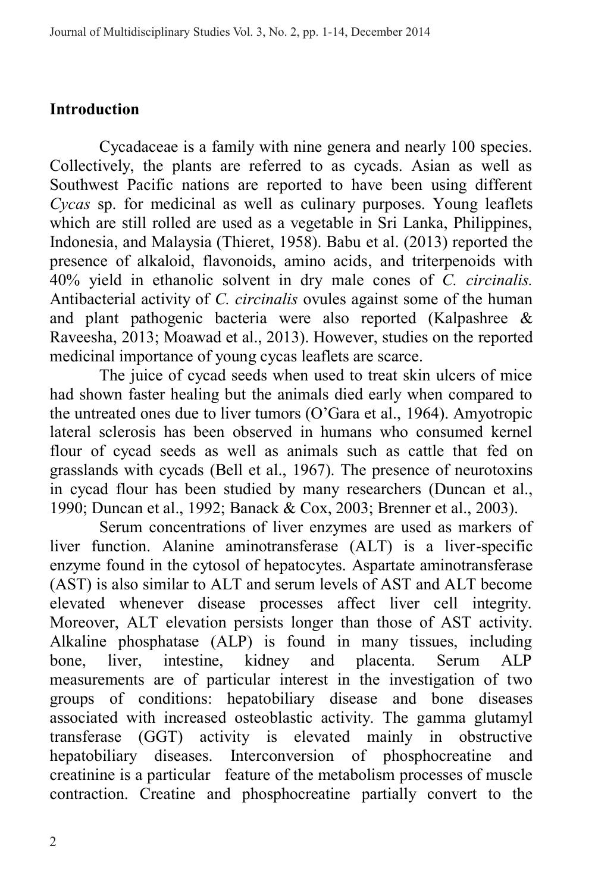## Introduction

Cycadaceae is a family with nine genera and nearly 100 species. Collectively, the plants are referred to as cycads. Asian as well as Southwest Pacific nations are reported to have been using different *Cycas* sp. for medicinal as well as culinary purposes. Young leaflets which are still rolled are used as a vegetable in Sri Lanka, Philippines, Indonesia, and Malaysia (Thieret, 1958). Babu et al. (2013) reported the presence of alkaloid, flavonoids, amino acids, and triterpenoids with 40% yield in ethanolic solvent in dry male cones of *C. circinalis.* Antibacterial activity of *C. circinalis* ovules against some of the human and plant pathogenic bacteria were also reported (Kalpashree & Raveesha, 2013; Moawad et al., 2013). However, studies on the reported medicinal importance of young cycas leaflets are scarce.

The juice of cycad seeds when used to treat skin ulcers of mice had shown faster healing but the animals died early when compared to the untreated ones due to liver tumors (O'Gara et al., 1964). Amyotropic lateral sclerosis has been observed in humans who consumed kernel flour of cycad seeds as well as animals such as cattle that fed on grasslands with cycads (Bell et al., 1967). The presence of neurotoxins in cycad flour has been studied by many researchers (Duncan et al., 1990; Duncan et al., 1992; Banack & Cox, 2003; Brenner et al., 2003).

Serum concentrations of liver enzymes are used as markers of liver function. Alanine aminotransferase (ALT) is a liver-specific enzyme found in the cytosol of hepatocytes. Aspartate aminotransferase (AST) is also similar to ALT and serum levels of AST and ALT become elevated whenever disease processes affect liver cell integrity. Moreover, ALT elevation persists longer than those of AST activity. Alkaline phosphatase (ALP) is found in many tissues, including bone, liver, intestine, kidney and placenta. Serum ALP measurements are of particular interest in the investigation of two groups of conditions: hepatobiliary disease and bone diseases associated with increased osteoblastic activity. The gamma glutamyl transferase (GGT) activity is elevated mainly in obstructive hepatobiliary diseases. Interconversion of phosphocreatine and creatinine is a particular feature of the metabolism processes of muscle contraction. Creatine and phosphocreatine partially convert to the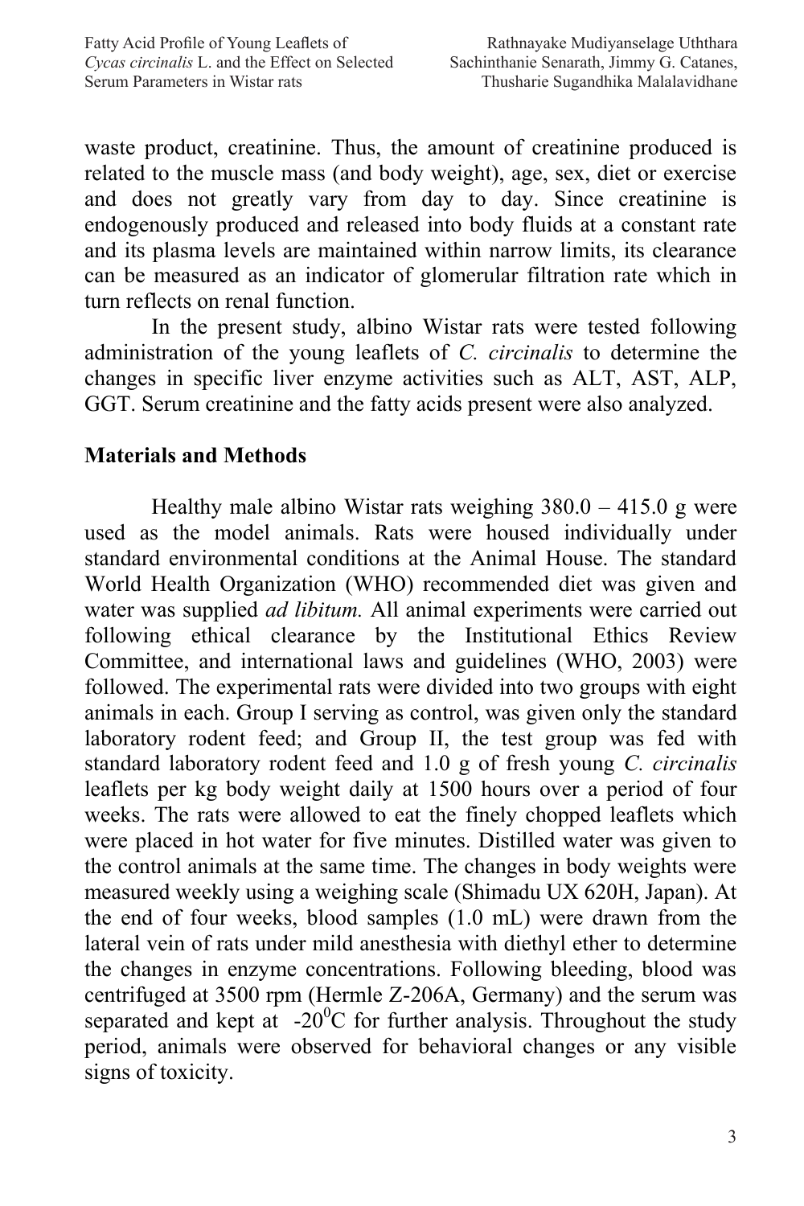waste product, creatinine. Thus, the amount of creatinine produced is related to the muscle mass (and body weight), age, sex, diet or exercise and does not greatly vary from day to day. Since creatinine is endogenously produced and released into body fluids at a constant rate and its plasma levels are maintained within narrow limits, its clearance can be measured as an indicator of glomerular filtration rate which in turn reflects on renal function.

In the present study, albino Wistar rats were tested following administration of the young leaflets of *C. circinalis* to determine the changes in specific liver enzyme activities such as ALT, AST, ALP, GGT. Serum creatinine and the fatty acids present were also analyzed.

## Materials and Methods

Healthy male albino Wistar rats weighing 380.0 – 415.0 g were used as the model animals. Rats were housed individually under standard environmental conditions at the Animal House. The standard World Health Organization (WHO) recommended diet was given and water was supplied *ad libitum.* All animal experiments were carried out following ethical clearance by the Institutional Ethics Review Committee, and international laws and guidelines (WHO, 2003) were followed. The experimental rats were divided into two groups with eight animals in each. Group I serving as control, was given only the standard laboratory rodent feed; and Group II, the test group was fed with standard laboratory rodent feed and 1.0 g of fresh young *C. circinalis* leaflets per kg body weight daily at 1500 hours over a period of four weeks. The rats were allowed to eat the finely chopped leaflets which were placed in hot water for five minutes. Distilled water was given to the control animals at the same time. The changes in body weights were measured weekly using a weighing scale (Shimadu UX 620H, Japan). At the end of four weeks, blood samples (1.0 mL) were drawn from the lateral vein of rats under mild anesthesia with diethyl ether to determine the changes in enzyme concentrations. Following bleeding, blood was centrifuged at 3500 rpm (Hermle Z-206A, Germany) and the serum was separated and kept at $-20^0$C for further analysis. Throughout the study period, animals were observed for behavioral changes or any visible signs of toxicity.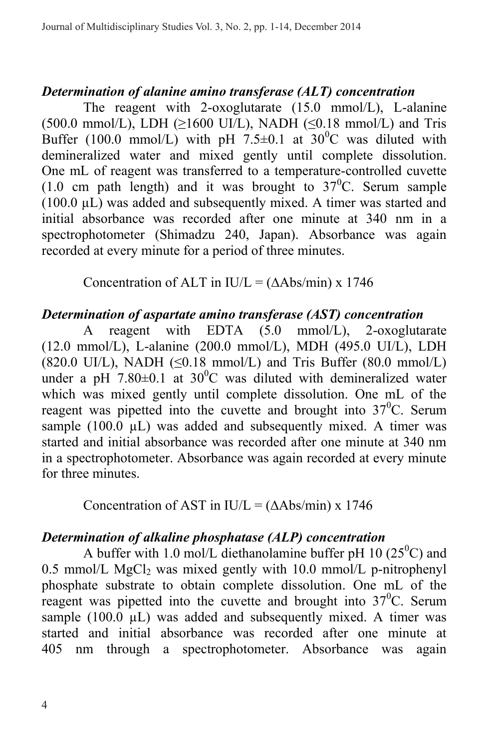### *Determination of alanine amino transferase (ALT) concentration*

The reagent with 2-oxoglutarate (15.0 mmol/L), L-alanine (500.0 mmol/L), LDH (≥1600 UI/L), NADH (≤0.18 mmol/L) and Tris Buffer (100.0 mmol/L) with pH 7.5±0.1 at $30^0$C was diluted with demineralized water and mixed gently until complete dissolution. One mL of reagent was transferred to a temperature-controlled cuvette (1.0 cm path length) and it was brought to $37^0$C. Serum sample (100.0 µL) was added and subsequently mixed. A timer was started and initial absorbance was recorded after one minute at 340 nm in a spectrophotometer (Shimadzu 240, Japan). Absorbance was again recorded at every minute for a period of three minutes.

Concentration of ALT in IU/L = (ΔAbs/min) x 1746

### *Determination of aspartate amino transferase (AST) concentration*

A reagent with EDTA (5.0 mmol/L), 2-oxoglutarate (12.0 mmol/L), L-alanine (200.0 mmol/L), MDH (495.0 UI/L), LDH (820.0 UI/L), NADH (≤0.18 mmol/L) and Tris Buffer (80.0 mmol/L) under a pH 7.80±0.1 at $30^0$C was diluted with demineralized water which was mixed gently until complete dissolution. One mL of the reagent was pipetted into the cuvette and brought into $37^0$C. Serum sample (100.0 µL) was added and subsequently mixed. A timer was started and initial absorbance was recorded after one minute at 340 nm in a spectrophotometer. Absorbance was again recorded at every minute for three minutes.

Concentration of AST in IU/L = (ΔAbs/min) x 1746

### *Determination of alkaline phosphatase (ALP) concentration*

A buffer with 1.0 mol/L diethanolamine buffer pH 10 ($25^0$C) and 0.5 mmol/L $MgCl_2$ was mixed gently with 10.0 mmol/L p-nitrophenyl phosphate substrate to obtain complete dissolution. One mL of the reagent was pipetted into the cuvette and brought into $37^0$C. Serum sample (100.0 µL) was added and subsequently mixed. A timer was started and initial absorbance was recorded after one minute at 405 nm through a spectrophotometer. Absorbance was again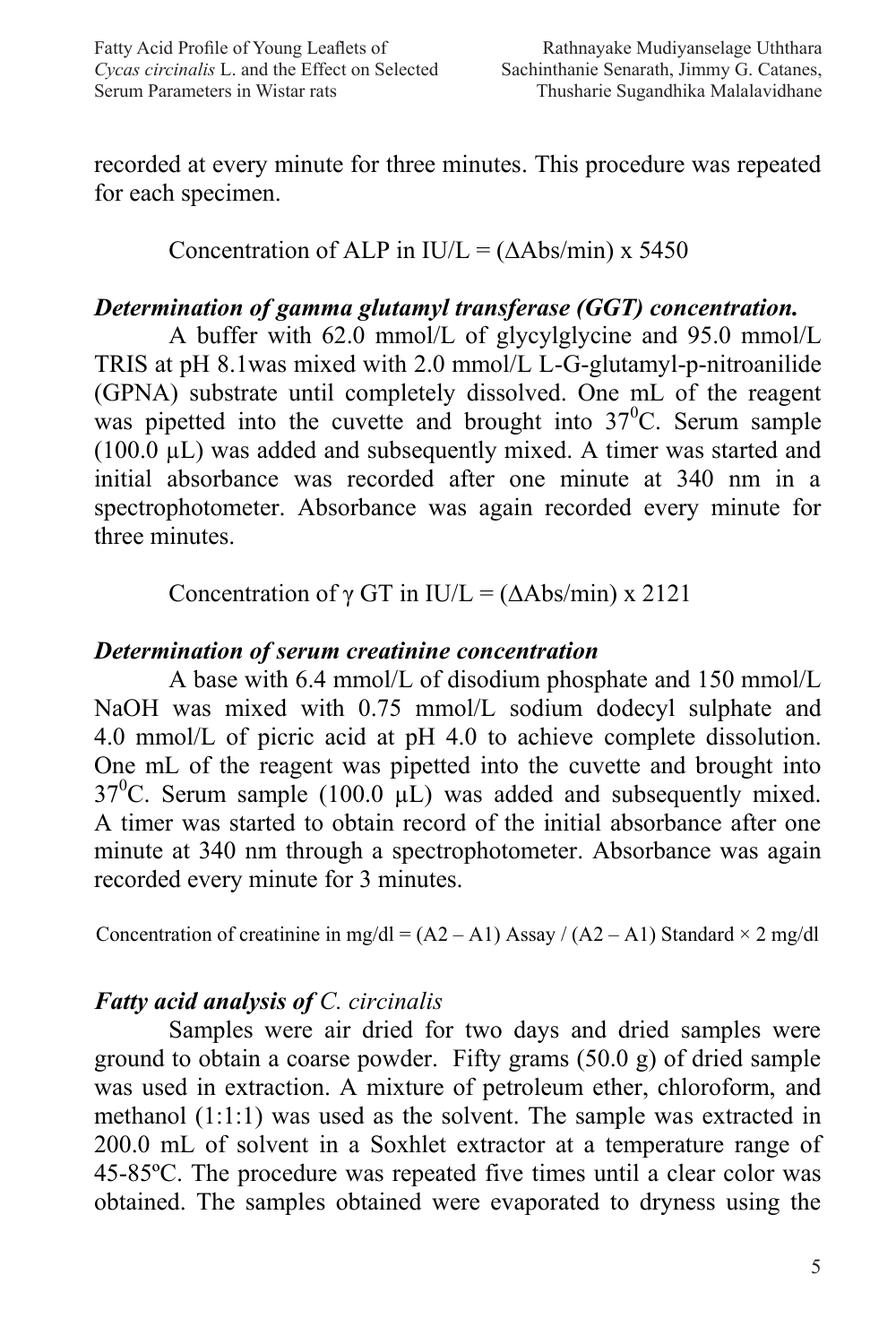recorded at every minute for three minutes. This procedure was repeated for each specimen.

Concentration of ALP in IU/L = $(\Delta Abs/min) \times 5450$

***Determination of gamma glutamyl transferase (GGT) concentration.***

A buffer with 62.0 mmol/L of glycylglycine and 95.0 mmol/L TRIS at pH 8.1was mixed with 2.0 mmol/L L-G-glutamyl-p-nitroanilide (GPNA) substrate until completely dissolved. One mL of the reagent was pipetted into the cuvette and brought into $37^{0}$C. Serum sample (100.0 μL) was added and subsequently mixed. A timer was started and initial absorbance was recorded after one minute at 340 nm in a spectrophotometer. Absorbance was again recorded every minute for three minutes.

Concentration of $\gamma$ GT in IU/L = $(\Delta Abs/min) \times 2121$

***Determination of serum creatinine concentration***

A base with 6.4 mmol/L of disodium phosphate and 150 mmol/L NaOH was mixed with 0.75 mmol/L sodium dodecyl sulphate and 4.0 mmol/L of picric acid at pH 4.0 to achieve complete dissolution. One mL of the reagent was pipetted into the cuvette and brought into $37^{0}$C. Serum sample (100.0 μL) was added and subsequently mixed. A timer was started to obtain record of the initial absorbance after one minute at 340 nm through a spectrophotometer. Absorbance was again recorded every minute for 3 minutes.

Concentration of creatinine in mg/dl = $(A2 – A1)$ Assay / $(A2 – A1)$ Standard × 2 mg/dl

***Fatty acid analysis of*** *C. circinalis*

Samples were air dried for two days and dried samples were ground to obtain a coarse powder. Fifty grams (50.0 g) of dried sample was used in extraction. A mixture of petroleum ether, chloroform, and methanol (1:1:1) was used as the solvent. The sample was extracted in 200.0 mL of solvent in a Soxhlet extractor at a temperature range of 45-85ºC. The procedure was repeated five times until a clear color was obtained. The samples obtained were evaporated to dryness using the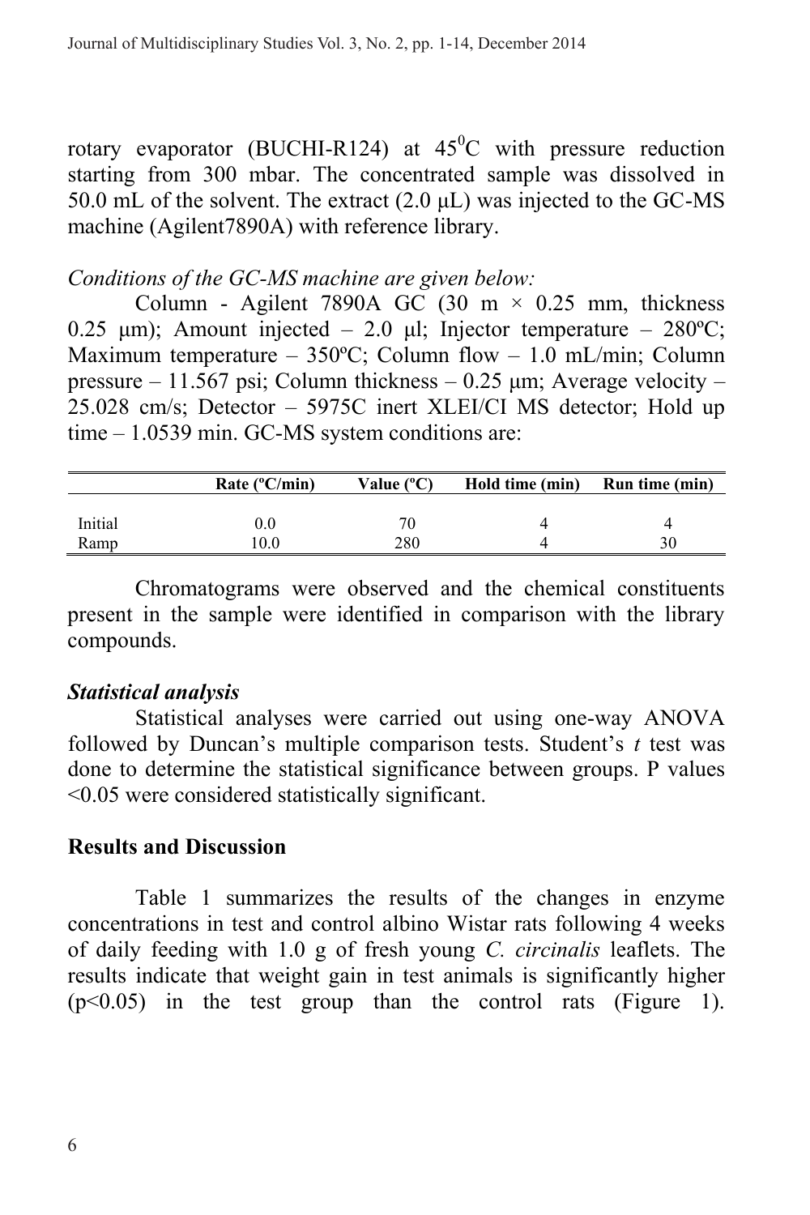rotary evaporator (BUCHI-R124) at $45^0$C with pressure reduction starting from 300 mbar. The concentrated sample was dissolved in 50.0 mL of the solvent. The extract (2.0 µL) was injected to the GC-MS machine (Agilent7890A) with reference library.

*Conditions of the GC-MS machine are given below:*

Column - Agilent 7890A GC (30 m × 0.25 mm, thickness 0.25 µm); Amount injected – 2.0 µl; Injector temperature – 280ºC; Maximum temperature – 350ºC; Column flow – 1.0 mL/min; Column pressure – 11.567 psi; Column thickness – 0.25 µm; Average velocity – 25.028 cm/s; Detector – 5975C inert XLEI/CI MS detector; Hold up time – 1.0539 min. GC-MS system conditions are:

| | Rate (ºC/min) | Value (ºC) | Hold time (min) | Run time (min) |
|---|---|---|---|---|
| Initial | 0.0 | 70 | 4 | 4 |
| Ramp | 10.0 | 280 | 4 | 30 |

Chromatograms were observed and the chemical constituents present in the sample were identified in comparison with the library compounds.

***Statistical analysis***

Statistical analyses were carried out using one-way ANOVA followed by Duncan's multiple comparison tests. Student's *t* test was done to determine the statistical significance between groups. P values <0.05 were considered statistically significant.

## Results and Discussion

Table 1 summarizes the results of the changes in enzyme concentrations in test and control albino Wistar rats following 4 weeks of daily feeding with 1.0 g of fresh young *C. circinalis* leaflets. The results indicate that weight gain in test animals is significantly higher ($p<0.05$) in the test group than the control rats (Figure 1).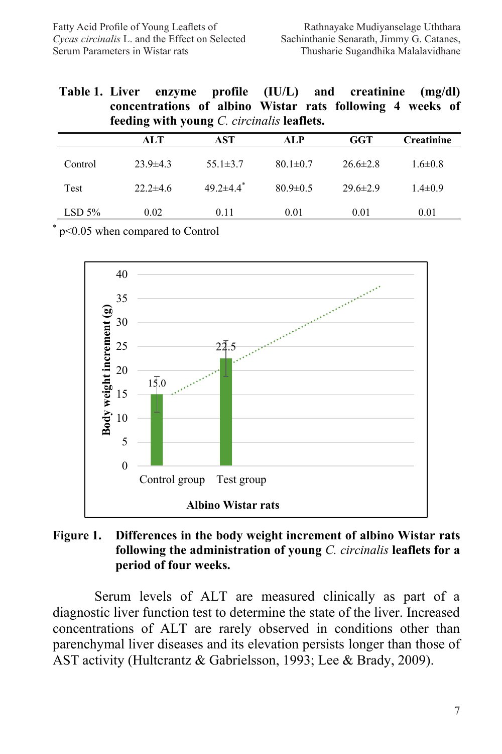**Table 1. Liver enzyme profile (IU/L) and creatinine (mg/dl) concentrations of albino Wistar rats following 4 weeks of feeding with young *C. circinalis* leaflets.**

| | ALT | AST | ALP | GGT | Creatinine |
|---|---|---|---|---|---|
| Control | 23.9±4.3 | 55.1±3.7 | 80.1±0.7 | 26.6±2.8 | 1.6±0.8 |
| Test | 22.2±4.6 | 49.2±4.4* | 80.9±0.5 | 29.6±2.9 | 1.4±0.9 |
| LSD 5% | 0.02 | 0.11 | 0.01 | 0.01 | 0.01 |

* $p<0.05$ when compared to Control

**Figure 1. Differences in the body weight increment of albino Wistar rats following the administration of young *C. circinalis* leaflets for a period of four weeks.**

Serum levels of ALT are measured clinically as part of a diagnostic liver function test to determine the state of the liver. Increased concentrations of ALT are rarely observed in conditions other than parenchymal liver diseases and its elevation persists longer than those of AST activity (Hultcrantz & Gabrielsson, 1993; Lee & Brady, 2009).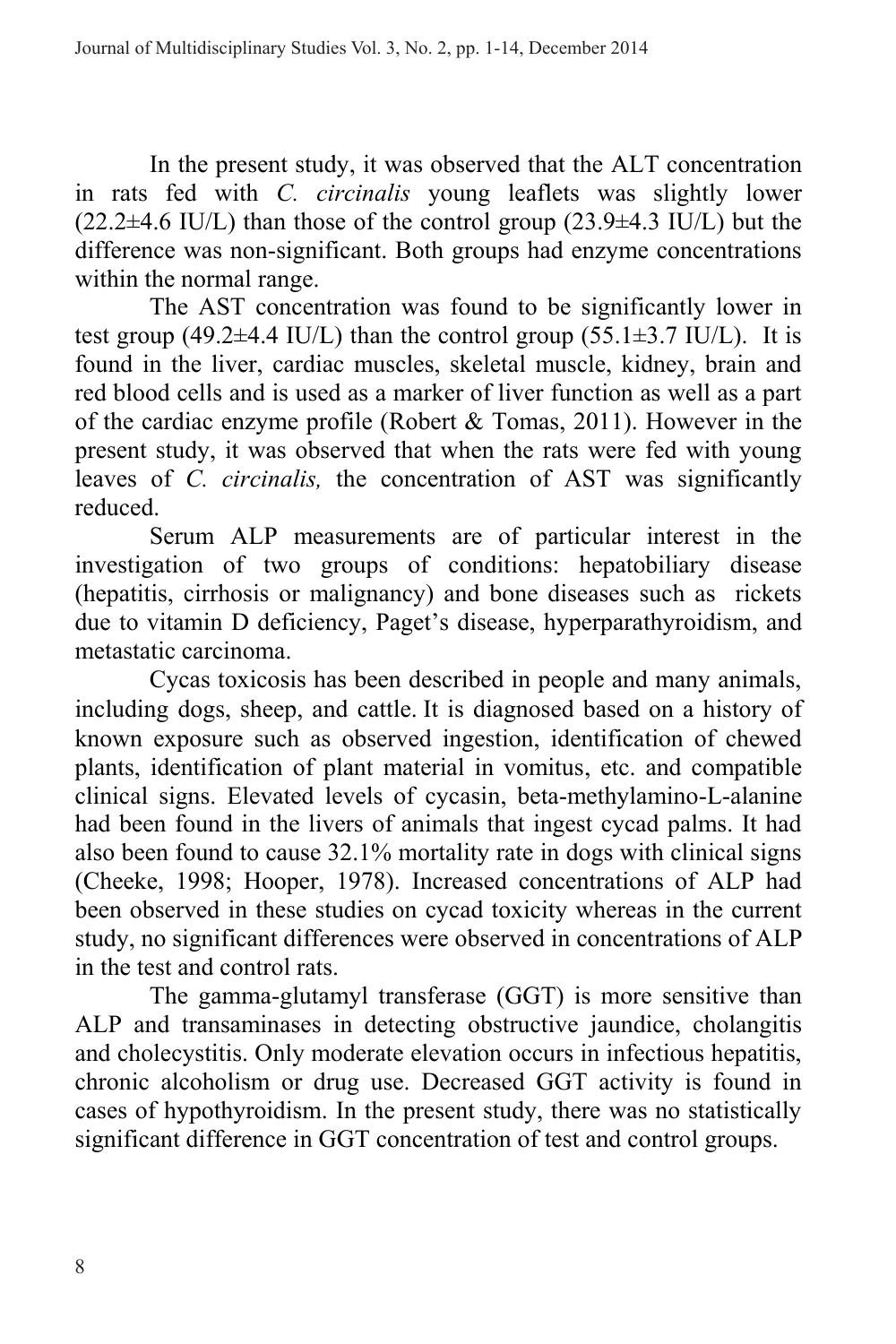In the present study, it was observed that the ALT concentration in rats fed with *C. circinalis* young leaflets was slightly lower (22.2±4.6 IU/L) than those of the control group (23.9±4.3 IU/L) but the difference was non-significant. Both groups had enzyme concentrations within the normal range.

The AST concentration was found to be significantly lower in test group (49.2±4.4 IU/L) than the control group (55.1±3.7 IU/L). It is found in the liver, cardiac muscles, skeletal muscle, kidney, brain and red blood cells and is used as a marker of liver function as well as a part of the cardiac enzyme profile (Robert & Tomas, 2011). However in the present study, it was observed that when the rats were fed with young leaves of *C. circinalis,* the concentration of AST was significantly reduced.

Serum ALP measurements are of particular interest in the investigation of two groups of conditions: hepatobiliary disease (hepatitis, cirrhosis or malignancy) and bone diseases such as rickets due to vitamin D deficiency, Paget's disease, hyperparathyroidism, and metastatic carcinoma.

Cycas toxicosis has been described in people and many animals, including dogs, sheep, and cattle. It is diagnosed based on a history of known exposure such as observed ingestion, identification of chewed plants, identification of plant material in vomitus, etc. and compatible clinical signs. Elevated levels of cycasin, beta-methylamino-L-alanine had been found in the livers of animals that ingest cycad palms. It had also been found to cause 32.1% mortality rate in dogs with clinical signs (Cheeke, 1998; Hooper, 1978). Increased concentrations of ALP had been observed in these studies on cycad toxicity whereas in the current study, no significant differences were observed in concentrations of ALP in the test and control rats.

The gamma-glutamyl transferase (GGT) is more sensitive than ALP and transaminases in detecting obstructive jaundice, cholangitis and cholecystitis. Only moderate elevation occurs in infectious hepatitis, chronic alcoholism or drug use. Decreased GGT activity is found in cases of hypothyroidism. In the present study, there was no statistically significant difference in GGT concentration of test and control groups.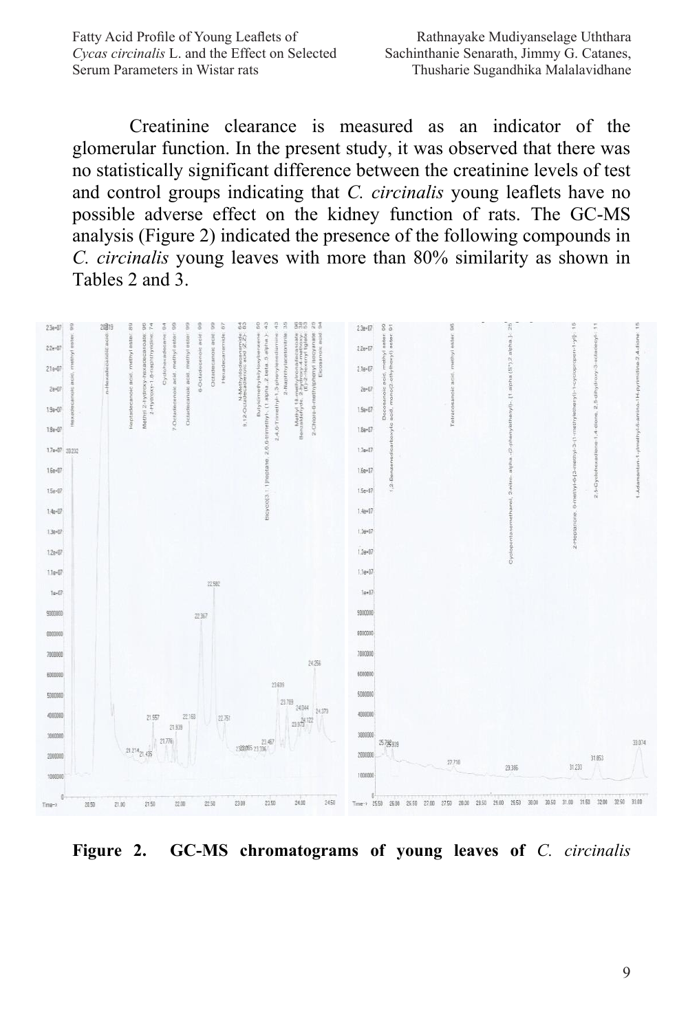Creatinine clearance is measured as an indicator of the glomerular function. In the present study, it was observed that there was no statistically significant difference between the creatinine levels of test and control groups indicating that *C. circinalis* young leaflets have no possible adverse effect on the kidney function of rats. The GC-MS analysis (Figure 2) indicated the presence of the following compounds in *C. circinalis* young leaves with more than 80% similarity as shown in Tables 2 and 3.

**Figure 2. GC-MS chromatograms of young leaves of *C. circinalis***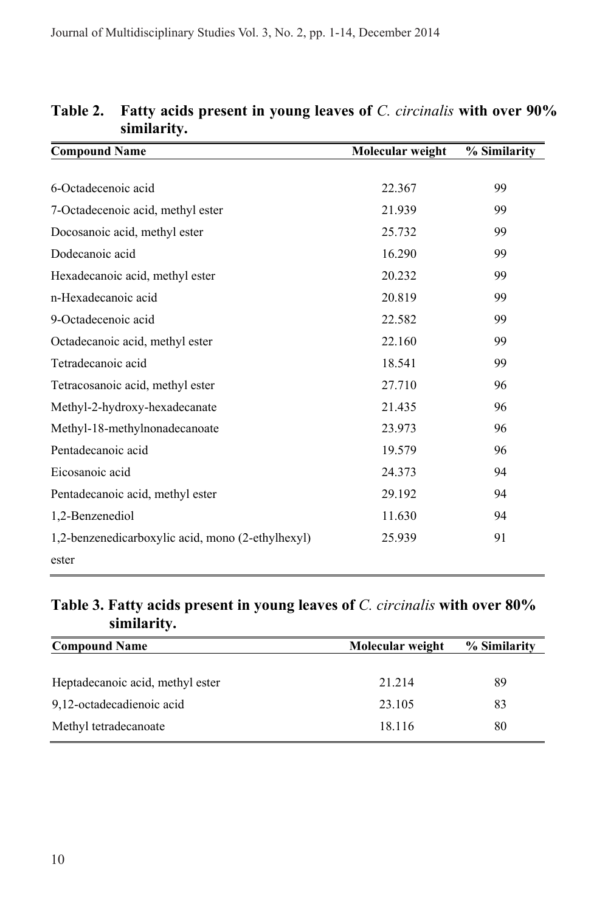**Table 2. Fatty acids present in young leaves of *C. circinalis* with over 90% similarity.**

| Compound Name | Molecular weight | % Similarity |
|---|---|---|
| 6-Octadecenoic acid | 22.367 | 99 |
| 7-Octadecenoic acid, methyl ester | 21.939 | 99 |
| Docosanoic acid, methyl ester | 25.732 | 99 |
| Dodecanoic acid | 16.290 | 99 |
| Hexadecanoic acid, methyl ester | 20.232 | 99 |
| n-Hexadecanoic acid | 20.819 | 99 |
| 9-Octadecenoic acid | 22.582 | 99 |
| Octadecanoic acid, methyl ester | 22.160 | 99 |
| Tetradecanoic acid | 18.541 | 99 |
| Tetracosanoic acid, methyl ester | 27.710 | 96 |
| Methyl-2-hydroxy-hexadecanate | 21.435 | 96 |
| Methyl-18-methylnonadecanoate | 23.973 | 96 |
| Pentadecanoic acid | 19.579 | 96 |
| Eicosanoic acid | 24.373 | 94 |
| Pentadecanoic acid, methyl ester | 29.192 | 94 |
| 1,2-Benzenediol | 11.630 | 94 |
| 1,2-benzenedicarboxylic acid, mono (2-ethylhexyl) ester | 25.939 | 91 |

**Table 3. Fatty acids present in young leaves of *C. circinalis* with over 80% similarity.**

| Compound Name | Molecular weight | % Similarity |
|---|---|---|
| Heptadecanoic acid, methyl ester | 21.214 | 89 |
| 9,12-octadecadienoic acid | 23.105 | 83 |
| Methyl tetradecanoate | 18.116 | 80 |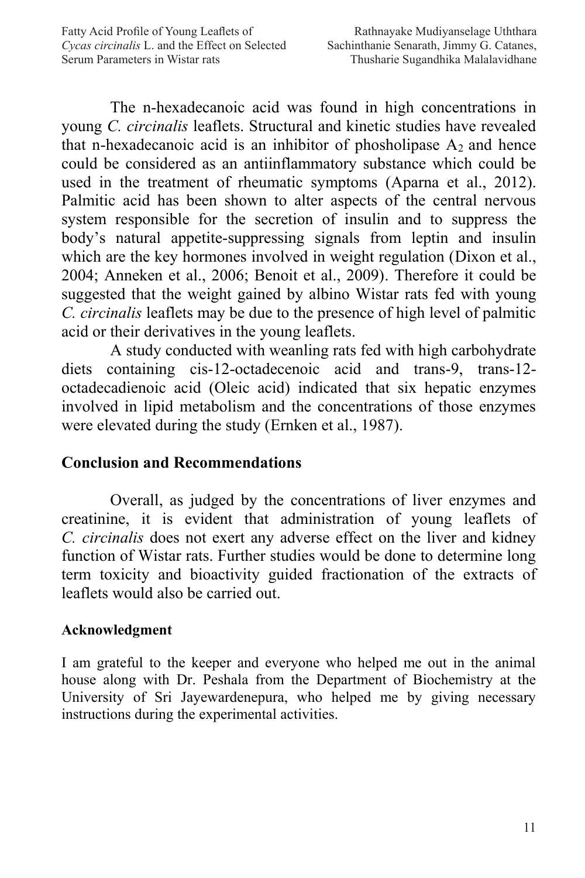The n-hexadecanoic acid was found in high concentrations in young *C. circinalis* leaflets. Structural and kinetic studies have revealed that n-hexadecanoic acid is an inhibitor of phosholipase $A_2$ and hence could be considered as an antiinflammatory substance which could be used in the treatment of rheumatic symptoms (Aparna et al., 2012). Palmitic acid has been shown to alter aspects of the central nervous system responsible for the secretion of insulin and to suppress the body's natural appetite-suppressing signals from leptin and insulin which are the key hormones involved in weight regulation (Dixon et al., 2004; Anneken et al., 2006; Benoit et al., 2009). Therefore it could be suggested that the weight gained by albino Wistar rats fed with young *C. circinalis* leaflets may be due to the presence of high level of palmitic acid or their derivatives in the young leaflets.

A study conducted with weanling rats fed with high carbohydrate diets containing cis-12-octadecenoic acid and trans-9, trans-12-octadecadienoic acid (Oleic acid) indicated that six hepatic enzymes involved in lipid metabolism and the concentrations of those enzymes were elevated during the study (Ernken et al., 1987).

## Conclusion and Recommendations

Overall, as judged by the concentrations of liver enzymes and creatinine, it is evident that administration of young leaflets of *C. circinalis* does not exert any adverse effect on the liver and kidney function of Wistar rats. Further studies would be done to determine long term toxicity and bioactivity guided fractionation of the extracts of leaflets would also be carried out.

### Acknowledgment

I am grateful to the keeper and everyone who helped me out in the animal house along with Dr. Peshala from the Department of Biochemistry at the University of Sri Jayewardenepura, who helped me by giving necessary instructions during the experimental activities.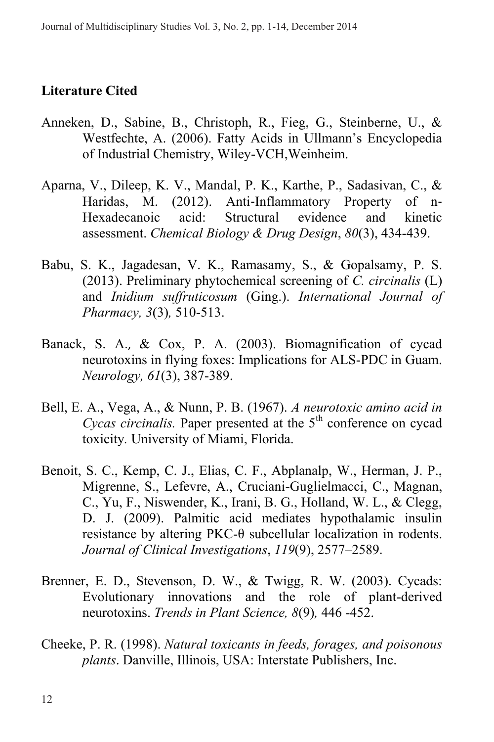## Literature Cited

Anneken, D., Sabine, B., Christoph, R., Fieg, G., Steinberne, U., & Westfechte, A. (2006). Fatty Acids in Ullmann's Encyclopedia of Industrial Chemistry, Wiley-VCH,Weinheim.

Aparna, V., Dileep, K. V., Mandal, P. K., Karthe, P., Sadasivan, C., & Haridas, M. (2012). Anti-Inflammatory Property of n-Hexadecanoic acid: Structural evidence and kinetic assessment. *Chemical Biology & Drug Design*, *80*(3), 434-439.

Babu, S. K., Jagadesan, V. K., Ramasamy, S., & Gopalsamy, P. S. (2013). Preliminary phytochemical screening of *C. circinalis* (L) and *Inidium suffruticosum* (Ging.). *International Journal of Pharmacy, 3*(3)*,* 510-513.

Banack, S. A.*,* & Cox, P. A. (2003). Biomagnification of cycad neurotoxins in flying foxes: Implications for ALS-PDC in Guam. *Neurology, 61*(3), 387-389.

Bell, E. A., Vega, A., & Nunn, P. B. (1967). *A neurotoxic amino acid in Cycas circinalis.* Paper presented at the 5th conference on cycad toxicity. University of Miami, Florida.

Benoit, S. C., Kemp, C. J., Elias, C. F., Abplanalp, W., Herman, J. P., Migrenne, S., Lefevre, A., Cruciani-Guglielmacci, C., Magnan, C., Yu, F., Niswender, K., Irani, B. G., Holland, W. L., & Clegg, D. J. (2009). Palmitic acid mediates hypothalamic insulin resistance by altering PKC-θ subcellular localization in rodents. *Journal of Clinical Investigations*, *119*(9), 2577–2589.

Brenner, E. D., Stevenson, D. W., & Twigg, R. W. (2003). Cycads: Evolutionary innovations and the role of plant-derived neurotoxins. *Trends in Plant Science, 8*(9)*,* 446 -452.

Cheeke, P. R. (1998). *Natural toxicants in feeds, forages, and poisonous plants*. Danville, Illinois, USA: Interstate Publishers, Inc.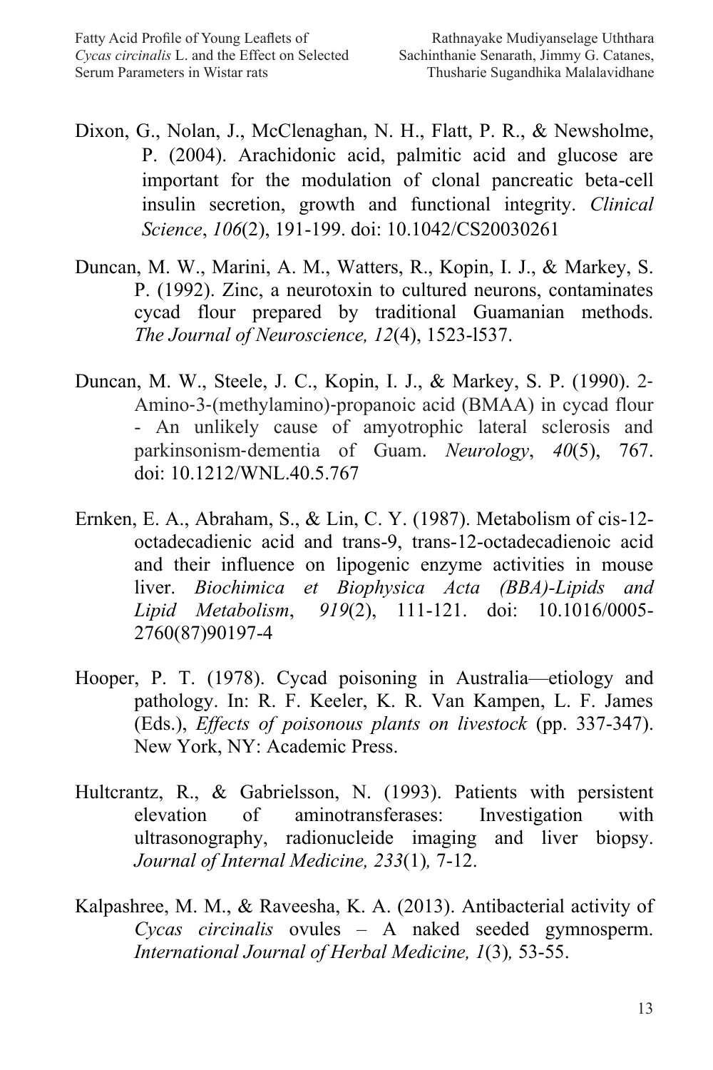Dixon, G., Nolan, J., McClenaghan, N. H., Flatt, P. R., & Newsholme, P. (2004). Arachidonic acid, palmitic acid and glucose are important for the modulation of clonal pancreatic beta-cell insulin secretion, growth and functional integrity. *Clinical Science*, *106*(2), 191-199. doi: 10.1042/CS20030261

Duncan, M. W., Marini, A. M., Watters, R., Kopin, I. J., & Markey, S. P. (1992). Zinc, a neurotoxin to cultured neurons, contaminates cycad flour prepared by traditional Guamanian methods. *The Journal of Neuroscience, 12*(4), 1523-l537.

Duncan, M. W., Steele, J. C., Kopin, I. J., & Markey, S. P. (1990). 2-Amino-3-(methylamino)-propanoic acid (BMAA) in cycad flour - An unlikely cause of amyotrophic lateral sclerosis and parkinsonism-dementia of Guam. *Neurology*, *40*(5), 767. doi: 10.1212/WNL.40.5.767

Ernken, E. A., Abraham, S., & Lin, C. Y. (1987). Metabolism of cis-12-octadecadienic acid and trans-9, trans-12-octadecadienoic acid and their influence on lipogenic enzyme activities in mouse liver. *Biochimica et Biophysica Acta (BBA)-Lipids and Lipid Metabolism*, *919*(2), 111-121. doi: 10.1016/0005-2760(87)90197-4

Hooper, P. T. (1978). Cycad poisoning in Australia—etiology and pathology. In: R. F. Keeler, K. R. Van Kampen, L. F. James (Eds.), *Effects of poisonous plants on livestock* (pp. 337-347). New York, NY: Academic Press.

Hultcrantz, R., & Gabrielsson, N. (1993). Patients with persistent elevation of aminotransferases: Investigation with ultrasonography, radionucleide imaging and liver biopsy. *Journal of Internal Medicine, 233*(1)*,* 7-12.

Kalpashree, M. M., & Raveesha, K. A. (2013). Antibacterial activity of *Cycas circinalis* ovules – A naked seeded gymnosperm. *International Journal of Herbal Medicine, 1*(3)*,* 53-55.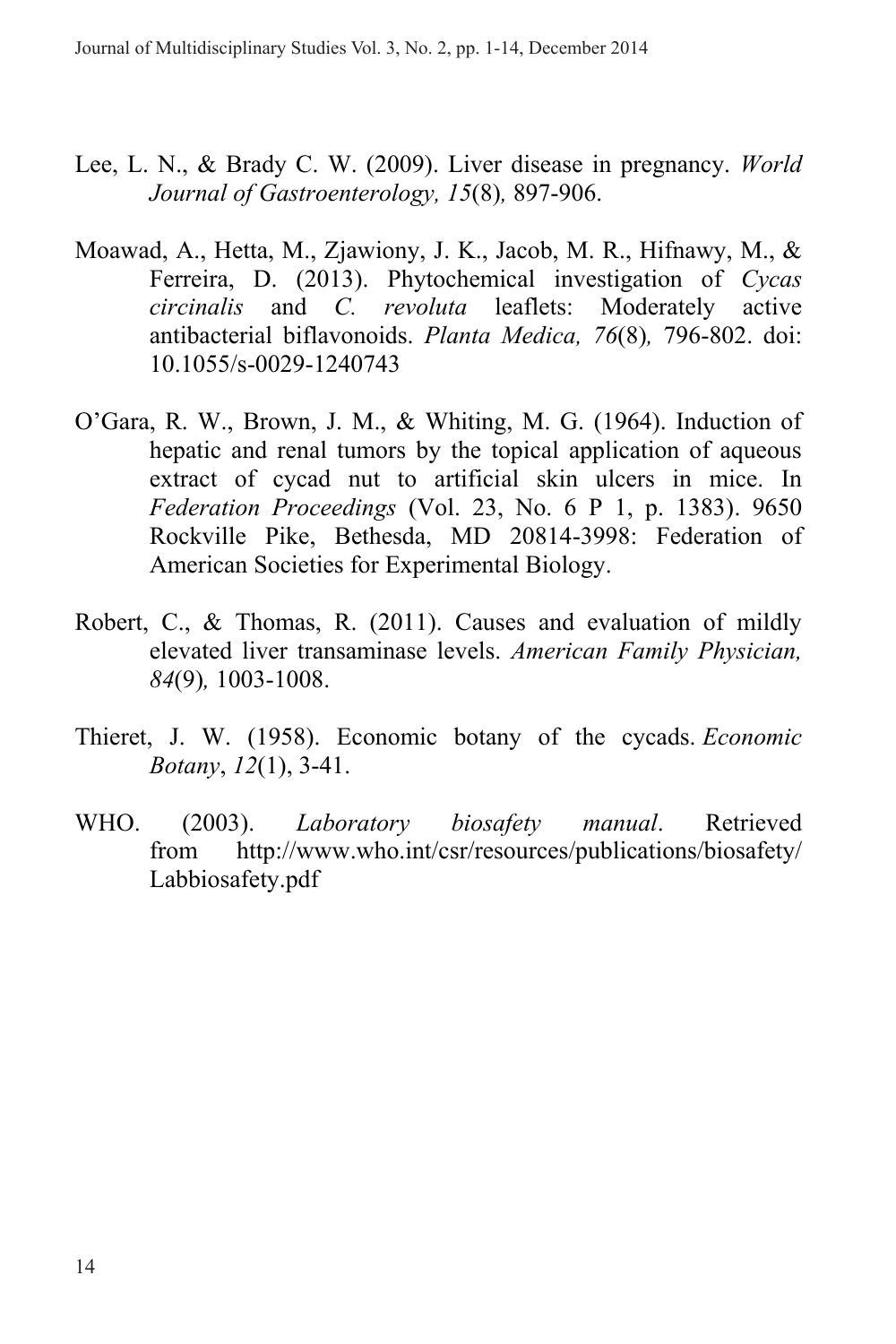Lee, L. N., & Brady C. W. (2009). Liver disease in pregnancy. *World Journal of Gastroenterology, 15*(8)*,* 897-906.

Moawad, A., Hetta, M., Zjawiony, J. K., Jacob, M. R., Hifnawy, M., & Ferreira, D. (2013). Phytochemical investigation of *Cycas circinalis* and *C. revoluta* leaflets: Moderately active antibacterial biflavonoids. *Planta Medica, 76*(8)*,* 796-802. doi: 10.1055/s-0029-1240743

O'Gara, R. W., Brown, J. M., & Whiting, M. G. (1964). Induction of hepatic and renal tumors by the topical application of aqueous extract of cycad nut to artificial skin ulcers in mice. In *Federation Proceedings* (Vol. 23, No. 6 P 1, p. 1383). 9650 Rockville Pike, Bethesda, MD 20814-3998: Federation of American Societies for Experimental Biology.

Robert, C., & Thomas, R. (2011). Causes and evaluation of mildly elevated liver transaminase levels. *American Family Physician, 84*(9)*,* 1003-1008.

Thieret, J. W. (1958). Economic botany of the cycads. *Economic Botany*, *12*(1), 3-41.

WHO. (2003). *Laboratory biosafety manual*. Retrieved from http://www.who.int/csr/resources/publications/biosafety/Labbiosafety.pdf